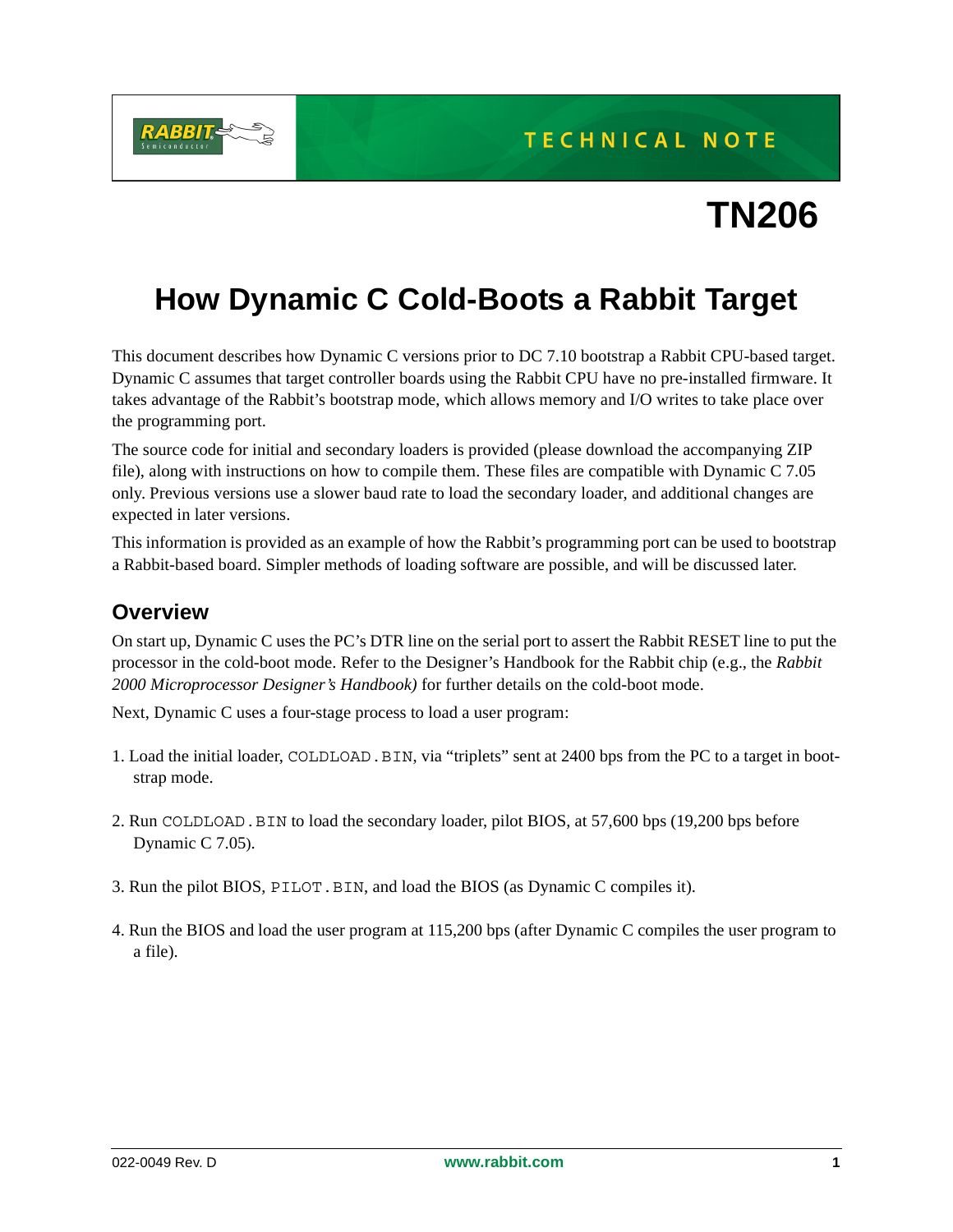TECHNICAL NOTE

# TN206

# How Dynamic C Cold-Boots a Rabbit Target

This document describes how Dynamic C versions prior to DC 7.10 bootstrap a Rabbit CPU-based target. Dynamic C assumes that target controller boards using the Rabbit CPU have no pre-installed firmware. It takes advantage of the Rabbit's bootstrap mode, which allows memory and I/O writes to take place over the programming port.

The source code for initial and secondary loaders is provided (please download the accompanying ZIP file), along with instructions on how to compile them. These files are compatible with Dynamic C 7.05 only. Previous versions use a slower baud rate to load the secondary loader, and additional changes are expected in later versions.

This information is provided as an example of how the Rabbit's programming port can be used to bootstrap a Rabbit-based board. Simpler methods of loading software are possible, and will be discussed later.

## Overview

On start up, Dynamic C uses the PC's DTR line on the serial port to assert the Rabbit RESET line to put the processor in the cold-boot mode. Refer to the Designer's Handbook for the Rabbit chip (e.g., the *Rabbit 2000 Microprocessor Designer's Handbook)* for further details on the cold-boot mode.

Next, Dynamic C uses a four-stage process to load a user program:

1. Load the initial loader, `COLDLOAD.BIN`, via "triplets" sent at 2400 bps from the PC to a target in bootstrap mode.
2. Run `COLDLOAD.BIN` to load the secondary loader, pilot BIOS, at 57,600 bps (19,200 bps before Dynamic C 7.05).
3. Run the pilot BIOS, `PILOT.BIN`, and load the BIOS (as Dynamic C compiles it).
4. Run the BIOS and load the user program at 115,200 bps (after Dynamic C compiles the user program to a file).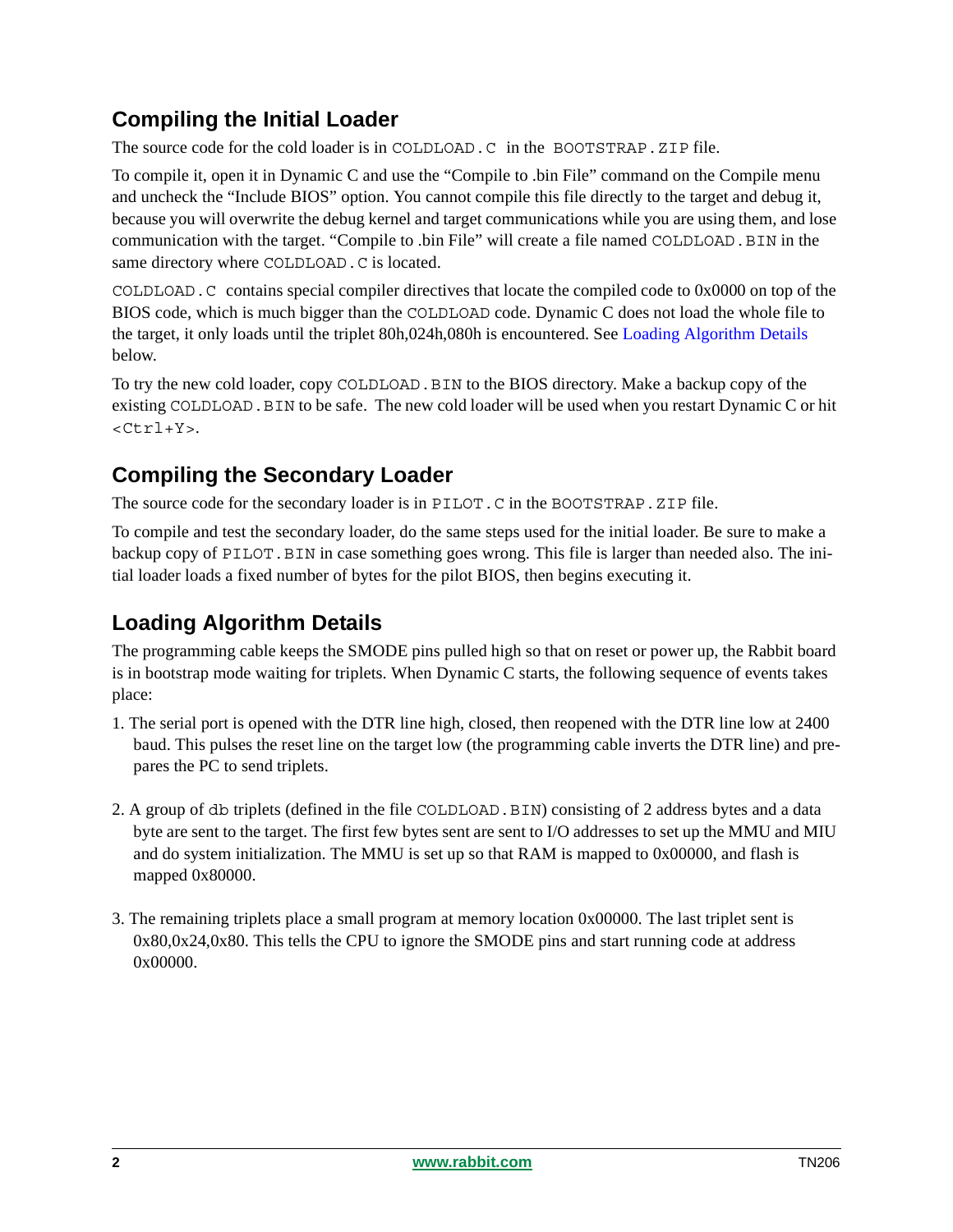## Compiling the Initial Loader

The source code for the cold loader is in `COLDLOAD.C` in the `BOOTSTRAP.ZIP` file.

To compile it, open it in Dynamic C and use the "Compile to .bin File" command on the Compile menu and uncheck the "Include BIOS" option. You cannot compile this file directly to the target and debug it, because you will overwrite the debug kernel and target communications while you are using them, and lose communication with the target. "Compile to .bin File" will create a file named `COLDLOAD.BIN` in the same directory where `COLDLOAD.C` is located.

`COLDLOAD.C` contains special compiler directives that locate the compiled code to 0x0000 on top of the BIOS code, which is much bigger than the `COLDLOAD` code. Dynamic C does not load the whole file to the target, it only loads until the triplet 80h,024h,080h is encountered. See Loading Algorithm Details below.

To try the new cold loader, copy `COLDLOAD.BIN` to the BIOS directory. Make a backup copy of the existing `COLDLOAD.BIN` to be safe. The new cold loader will be used when you restart Dynamic C or hit `<Ctrl+Y>`.

## Compiling the Secondary Loader

The source code for the secondary loader is in `PILOT.C` in the `BOOTSTRAP.ZIP` file.

To compile and test the secondary loader, do the same steps used for the initial loader. Be sure to make a backup copy of `PILOT.BIN` in case something goes wrong. This file is larger than needed also. The initial loader loads a fixed number of bytes for the pilot BIOS, then begins executing it.

## Loading Algorithm Details

The programming cable keeps the SMODE pins pulled high so that on reset or power up, the Rabbit board is in bootstrap mode waiting for triplets. When Dynamic C starts, the following sequence of events takes place:

1. The serial port is opened with the DTR line high, closed, then reopened with the DTR line low at 2400 baud. This pulses the reset line on the target low (the programming cable inverts the DTR line) and prepares the PC to send triplets.

2. A group of `db` triplets (defined in the file `COLDLOAD.BIN`) consisting of 2 address bytes and a data byte are sent to the target. The first few bytes sent are sent to I/O addresses to set up the MMU and MIU and do system initialization. The MMU is set up so that RAM is mapped to 0x00000, and flash is mapped 0x80000.

3. The remaining triplets place a small program at memory location 0x00000. The last triplet sent is 0x80,0x24,0x80. This tells the CPU to ignore the SMODE pins and start running code at address 0x00000.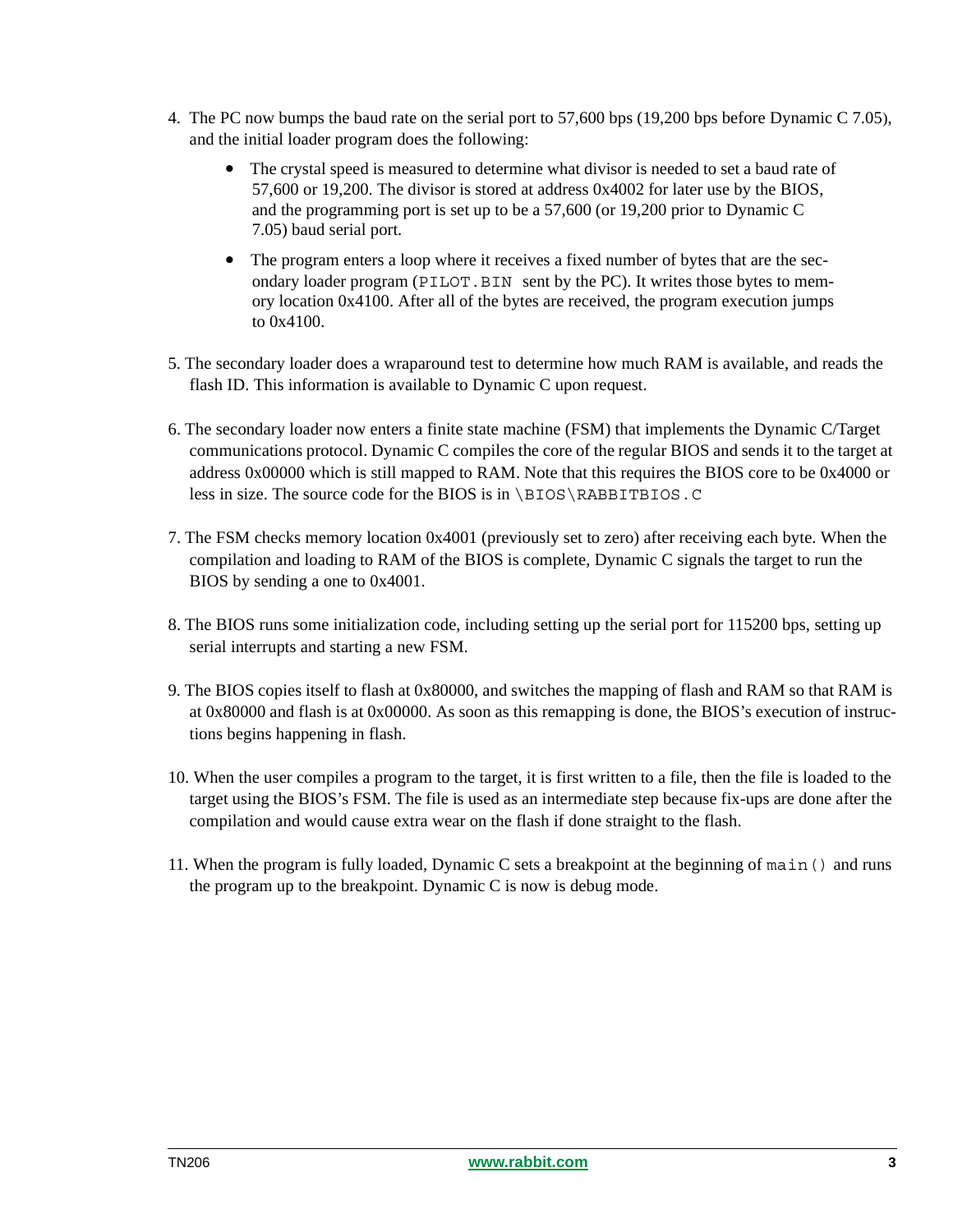4. The PC now bumps the baud rate on the serial port to 57,600 bps (19,200 bps before Dynamic C 7.05), and the initial loader program does the following:
   - The crystal speed is measured to determine what divisor is needed to set a baud rate of 57,600 or 19,200. The divisor is stored at address 0x4002 for later use by the BIOS, and the programming port is set up to be a 57,600 (or 19,200 prior to Dynamic C 7.05) baud serial port.
   - The program enters a loop where it receives a fixed number of bytes that are the secondary loader program (`PILOT.BIN` sent by the PC). It writes those bytes to memory location 0x4100. After all of the bytes are received, the program execution jumps to 0x4100.
5. The secondary loader does a wraparound test to determine how much RAM is available, and reads the flash ID. This information is available to Dynamic C upon request.
6. The secondary loader now enters a finite state machine (FSM) that implements the Dynamic C/Target communications protocol. Dynamic C compiles the core of the regular BIOS and sends it to the target at address 0x00000 which is still mapped to RAM. Note that this requires the BIOS core to be 0x4000 or less in size. The source code for the BIOS is in `\BIOS\RABBITBIOS.C`
7. The FSM checks memory location 0x4001 (previously set to zero) after receiving each byte. When the compilation and loading to RAM of the BIOS is complete, Dynamic C signals the target to run the BIOS by sending a one to 0x4001.
8. The BIOS runs some initialization code, including setting up the serial port for 115200 bps, setting up serial interrupts and starting a new FSM.
9. The BIOS copies itself to flash at 0x80000, and switches the mapping of flash and RAM so that RAM is at 0x80000 and flash is at 0x00000. As soon as this remapping is done, the BIOS's execution of instructions begins happening in flash.
10. When the user compiles a program to the target, it is first written to a file, then the file is loaded to the target using the BIOS's FSM. The file is used as an intermediate step because fix-ups are done after the compilation and would cause extra wear on the flash if done straight to the flash.
11. When the program is fully loaded, Dynamic C sets a breakpoint at the beginning of `main()` and runs the program up to the breakpoint. Dynamic C is now is debug mode.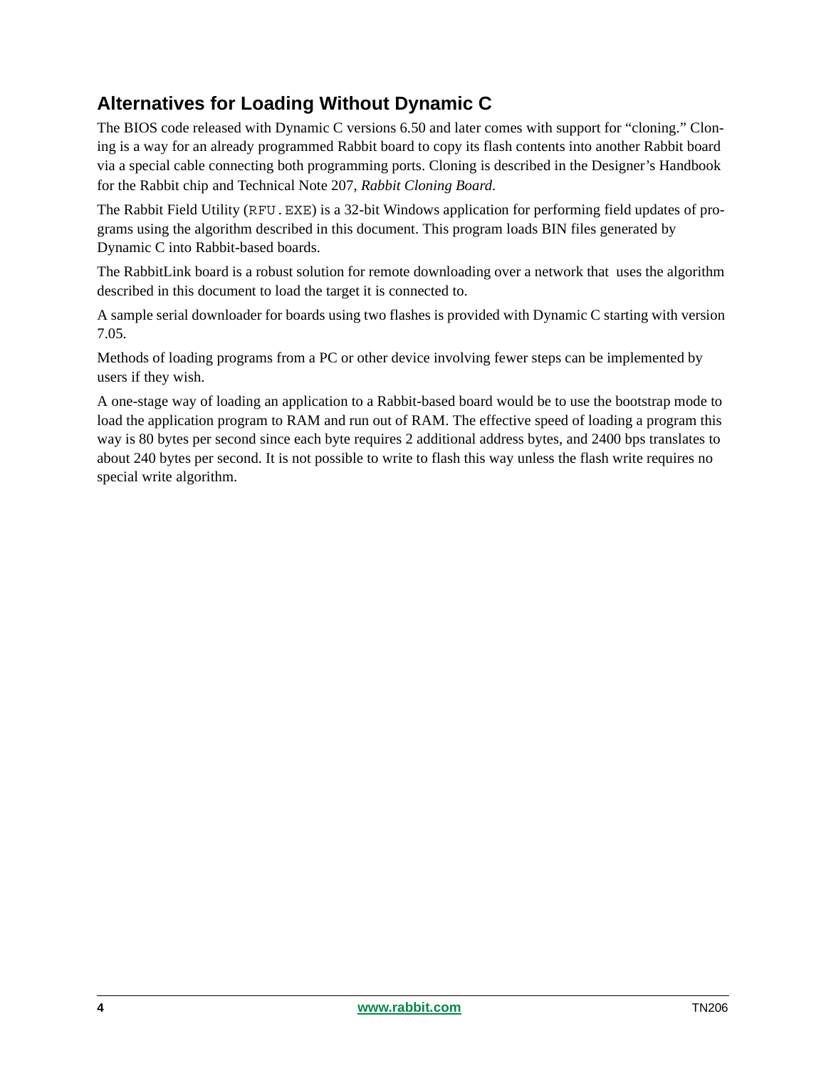## Alternatives for Loading Without Dynamic C

The BIOS code released with Dynamic C versions 6.50 and later comes with support for "cloning." Cloning is a way for an already programmed Rabbit board to copy its flash contents into another Rabbit board via a special cable connecting both programming ports. Cloning is described in the Designer's Handbook for the Rabbit chip and Technical Note 207, *Rabbit Cloning Board*.

The Rabbit Field Utility (`RFU.EXE`) is a 32-bit Windows application for performing field updates of programs using the algorithm described in this document. This program loads BIN files generated by Dynamic C into Rabbit-based boards.

The RabbitLink board is a robust solution for remote downloading over a network that uses the algorithm described in this document to load the target it is connected to.

A sample serial downloader for boards using two flashes is provided with Dynamic C starting with version 7.05.

Methods of loading programs from a PC or other device involving fewer steps can be implemented by users if they wish.

A one-stage way of loading an application to a Rabbit-based board would be to use the bootstrap mode to load the application program to RAM and run out of RAM. The effective speed of loading a program this way is 80 bytes per second since each byte requires 2 additional address bytes, and 2400 bps translates to about 240 bytes per second. It is not possible to write to flash this way unless the flash write requires no special write algorithm.